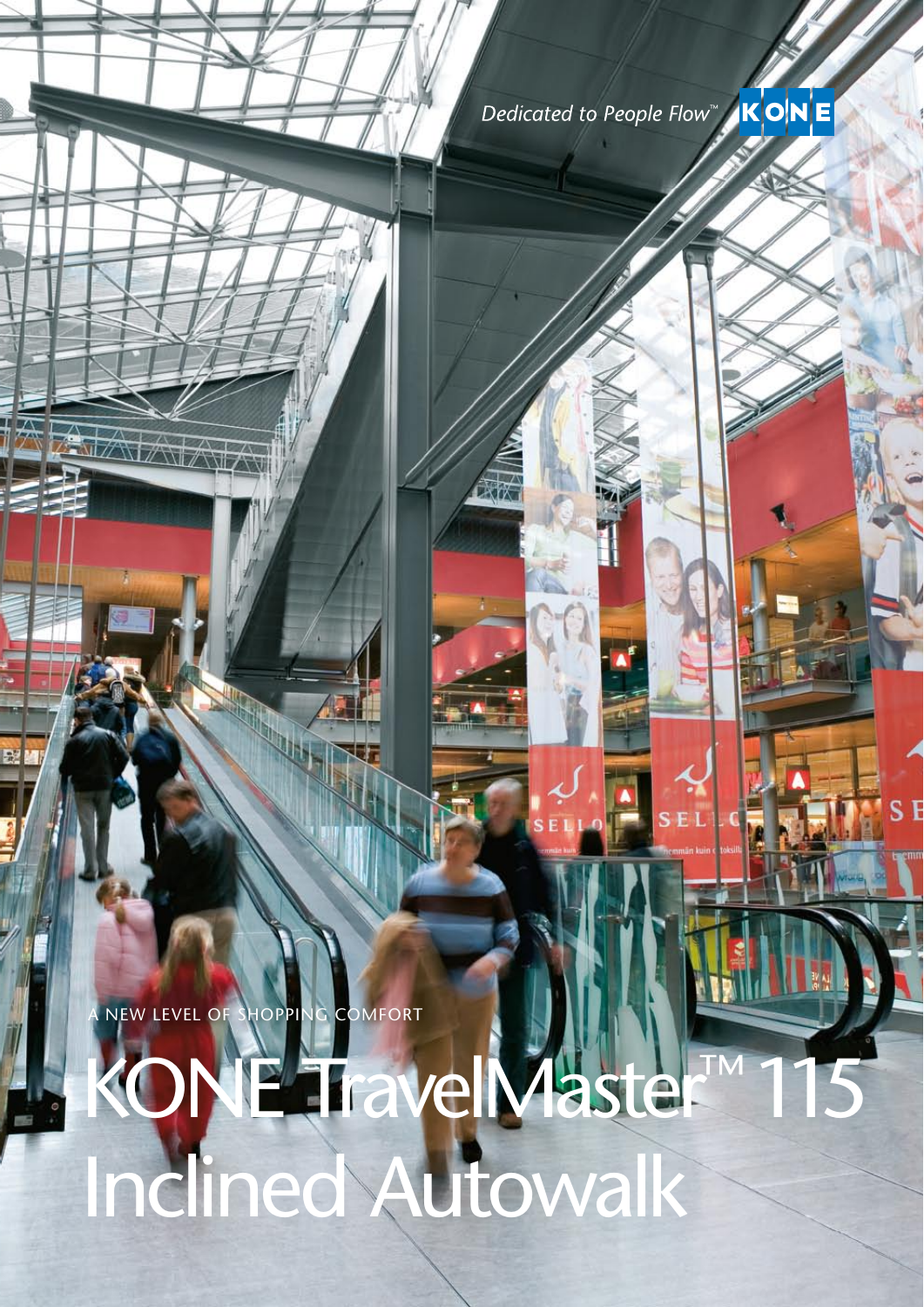*Dedicated to People Flow™*

KONE

A NEW LEVEL OF SHOPPING COMFORT

# KONE TravelMaster™ 115 Inclined Autowalk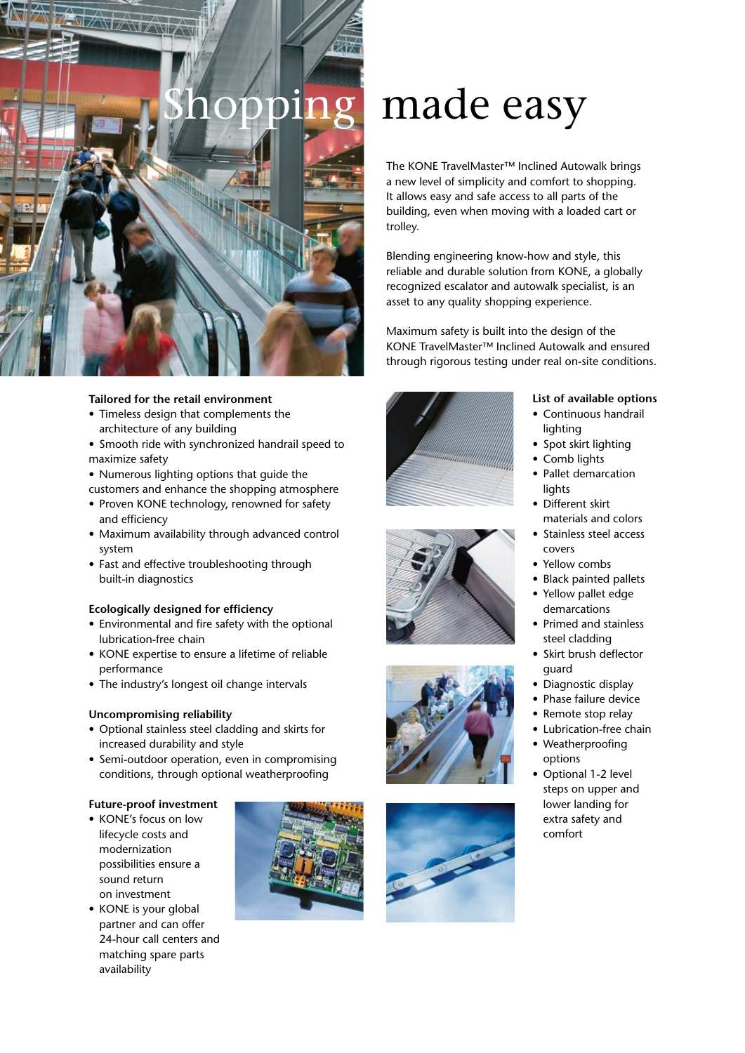# Shopping made easy

The KONE TravelMaster™ Inclined Autowalk brings a new level of simplicity and comfort to shopping. It allows easy and safe access to all parts of the building, even when moving with a loaded cart or trolley.

Blending engineering know-how and style, this reliable and durable solution from KONE, a globally recognized escalator and autowalk specialist, is an asset to any quality shopping experience.

Maximum safety is built into the design of the KONE TravelMaster™ Inclined Autowalk and ensured through rigorous testing under real on-site conditions.

**Tailored for the retail environment**

- Timeless design that complements the architecture of any building
- Smooth ride with synchronized handrail speed to maximize safety
- Numerous lighting options that guide the customers and enhance the shopping atmosphere
- Proven KONE technology, renowned for safety and efficiency
- Maximum availability through advanced control system
- Fast and effective troubleshooting through built-in diagnostics

**Ecologically designed for efficiency**

- Environmental and fire safety with the optional lubrication-free chain
- KONE expertise to ensure a lifetime of reliable performance
- The industry's longest oil change intervals

**Uncompromising reliability**

- Optional stainless steel cladding and skirts for increased durability and style
- Semi-outdoor operation, even in compromising conditions, through optional weatherproofing

**Future-proof investment**

- KONE's focus on low lifecycle costs and modernization possibilities ensure a sound return on investment
- KONE is your global partner and can offer 24-hour call centers and matching spare parts availability

**List of available options**

- Continuous handrail lighting
- Spot skirt lighting
- Comb lights
- Pallet demarcation lights
- Different skirt materials and colors
- Stainless steel access covers
- Yellow combs
- Black painted pallets
- Yellow pallet edge demarcations
- Primed and stainless steel cladding
- Skirt brush deflector guard
- Diagnostic display
- Phase failure device
- Remote stop relay
- Lubrication-free chain
- Weatherproofing options
- Optional 1-2 level steps on upper and lower landing for extra safety and comfort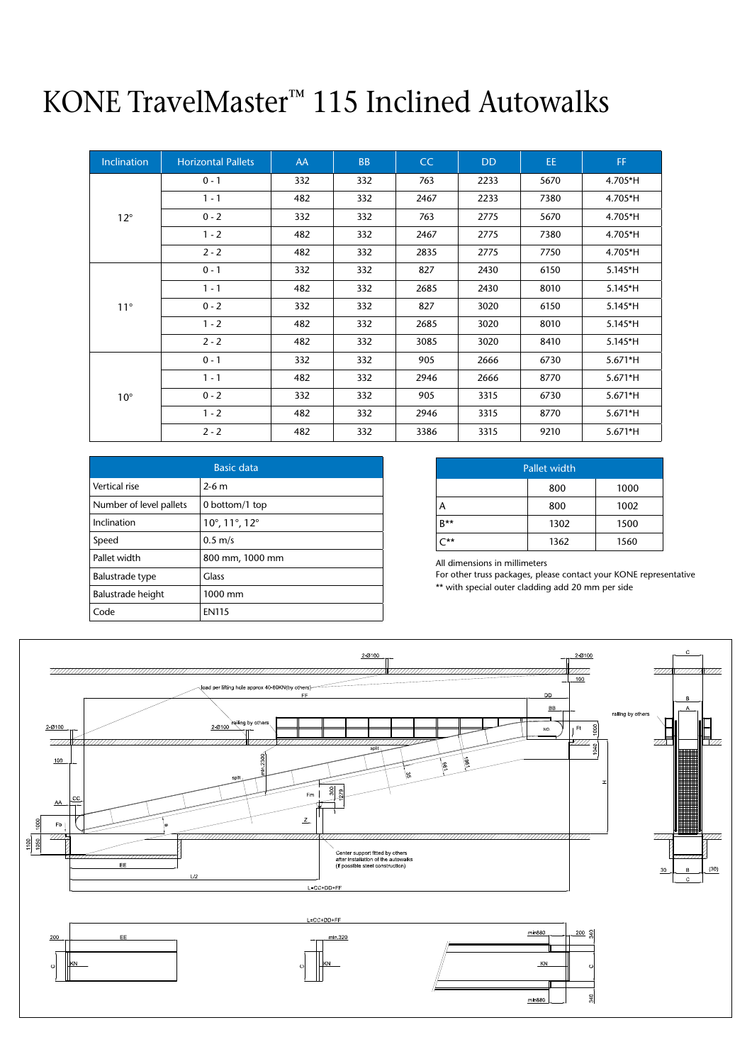# KONE TravelMaster™ 115 Inclined Autowalks

| Inclination | Horizontal Pallets | AA | BB | CC | DD | EE | FF |
|---|---|---|---|---|---|---|---|
| 12° | 0 - 1 | 332 | 332 | 763 | 2233 | 5670 | 4.705*H |
| | 1 - 1 | 482 | 332 | 2467 | 2233 | 7380 | 4.705*H |
| | 0 - 2 | 332 | 332 | 763 | 2775 | 5670 | 4.705*H |
| | 1 - 2 | 482 | 332 | 2467 | 2775 | 7380 | 4.705*H |
| | 2 - 2 | 482 | 332 | 2835 | 2775 | 7750 | 4.705*H |
| 11° | 0 - 1 | 332 | 332 | 827 | 2430 | 6150 | 5.145*H |
| | 1 - 1 | 482 | 332 | 2685 | 2430 | 8010 | 5.145*H |
| | 0 - 2 | 332 | 332 | 827 | 3020 | 6150 | 5.145*H |
| | 1 - 2 | 482 | 332 | 2685 | 3020 | 8010 | 5.145*H |
| | 2 - 2 | 482 | 332 | 3085 | 3020 | 8410 | 5.145*H |
| 10° | 0 - 1 | 332 | 332 | 905 | 2666 | 6730 | 5.671*H |
| | 1 - 1 | 482 | 332 | 2946 | 2666 | 8770 | 5.671*H |
| | 0 - 2 | 332 | 332 | 905 | 3315 | 6730 | 5.671*H |
| | 1 - 2 | 482 | 332 | 2946 | 3315 | 8770 | 5.671*H |
| | 2 - 2 | 482 | 332 | 3386 | 3315 | 9210 | 5.671*H |

| Basic data | |
|---|---|
| Vertical rise | 2-6 m |
| Number of level pallets | 0 bottom/1 top |
| Inclination | 10°, 11°, 12° |
| Speed | 0.5 m/s |
| Pallet width | 800 mm, 1000 mm |
| Balustrade type | Glass |
| Balustrade height | 1000 mm |
| Code | EN115 |

| Pallet width | | |
|---|---|---|
| | 800 | 1000 |
| A | 800 | 1002 |
| B** | 1302 | 1500 |
| C** | 1362 | 1560 |

All dimensions in millimeters
For other truss packages, please contact your KONE representative
** with special outer cladding add 20 mm per side

2-Ø100 | 2-Ø100 | 100 | load per lifting hole approx 40-60KN(by others) | FF | DD | BB | railing by others | 2-Ø100 | 2-Ø100 | railing by others | NO | Ft | 1000 | 1040 | 100 | split | min.2300 | split | 35 | 981 | 1851 | H | AA | CC | Fm | 300 | 1279 | Fb | 1000 | e | Z | 1100 | 1050 | EE | L/2 | Center support fitted by others after installation of the autowalks (if possible steel construction) | L=CC+DD+FF | C | B | A | 30 | B | (30) | C

L=CC+DD+FF | 200 | EE | C | KN | min.320 | C | KN | min680 | 200 | 340 | KN | C | min680 | 340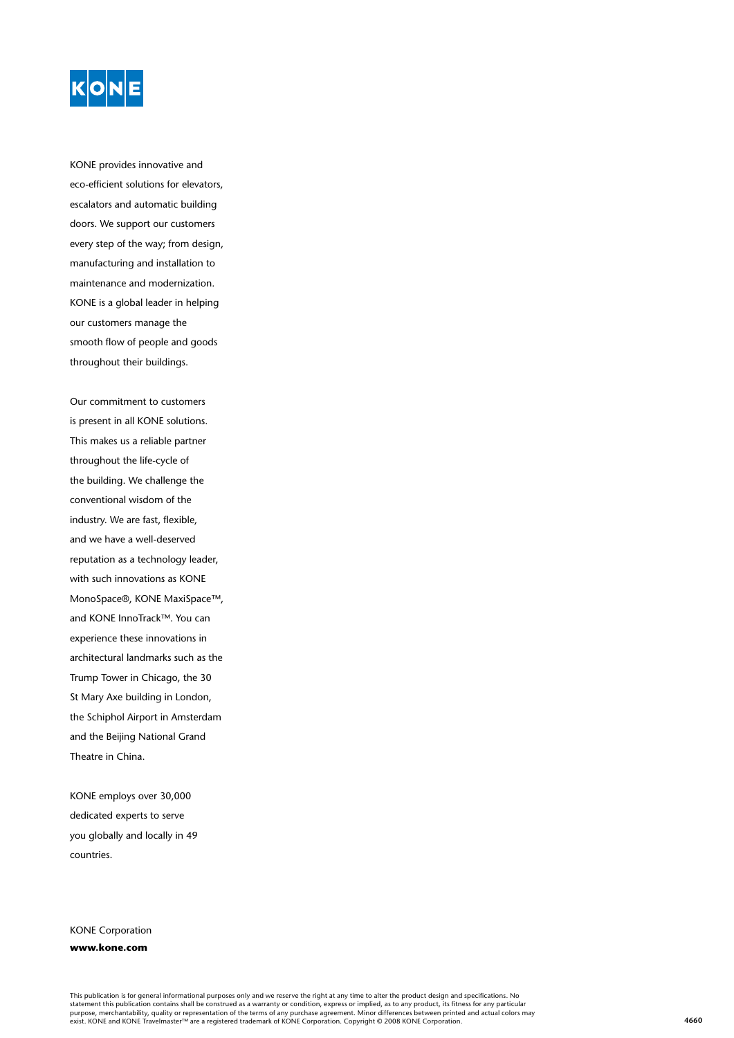KONE

KONE provides innovative and eco-efficient solutions for elevators, escalators and automatic building doors. We support our customers every step of the way; from design, manufacturing and installation to maintenance and modernization. KONE is a global leader in helping our customers manage the smooth flow of people and goods throughout their buildings.

Our commitment to customers is present in all KONE solutions. This makes us a reliable partner throughout the life-cycle of the building. We challenge the conventional wisdom of the industry. We are fast, flexible, and we have a well-deserved reputation as a technology leader, with such innovations as KONE MonoSpace®, KONE MaxiSpace™, and KONE InnoTrack™. You can experience these innovations in architectural landmarks such as the Trump Tower in Chicago, the 30 St Mary Axe building in London, the Schiphol Airport in Amsterdam and the Beijing National Grand Theatre in China.

KONE employs over 30,000 dedicated experts to serve you globally and locally in 49 countries.

KONE Corporation
**www.kone.com**

This publication is for general informational purposes only and we reserve the right at any time to alter the product design and specifications. No statement this publication contains shall be construed as a warranty or condition, express or implied, as to any product, its fitness for any particular purpose, merchantability, quality or representation of the terms of any purchase agreement. Minor differences between printed and actual colors may exist. KONE and KONE Travelmaster™ are a registered trademark of KONE Corporation. Copyright © 2008 KONE Corporation.

4660